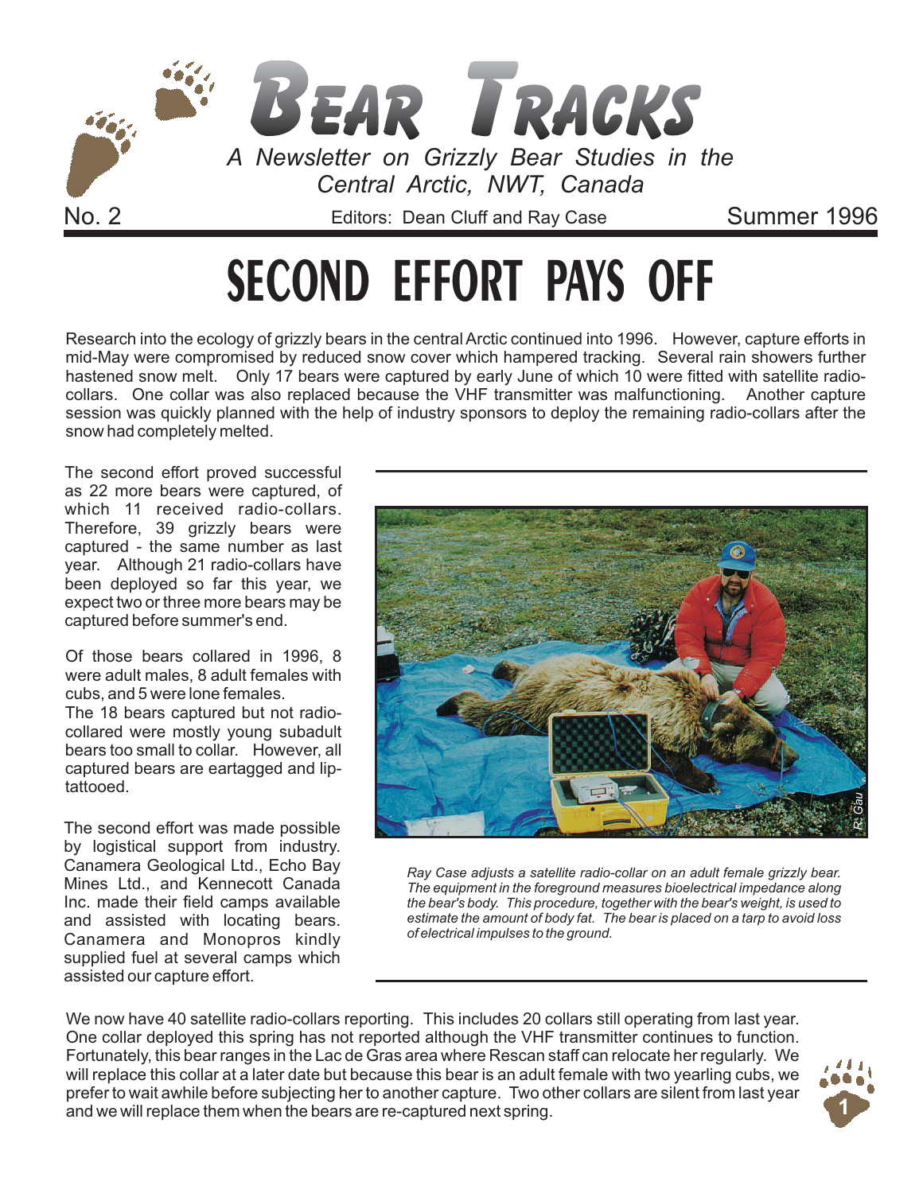# BEAR TRACKS

*A Newsletter on Grizzly Bear Studies in the Central Arctic, NWT, Canada*

No. 2 Editors: Dean Cluff and Ray Case Summer 1996

# SECOND EFFORT PAYS OFF

Research into the ecology of grizzly bears in the central Arctic continued into 1996. However, capture efforts in mid-May were compromised by reduced snow cover which hampered tracking. Several rain showers further hastened snow melt. Only 17 bears were captured by early June of which 10 were fitted with satellite radio-collars. One collar was also replaced because the VHF transmitter was malfunctioning. Another capture session was quickly planned with the help of industry sponsors to deploy the remaining radio-collars after the snow had completely melted.

The second effort proved successful as 22 more bears were captured, of which 11 received radio-collars. Therefore, 39 grizzly bears were captured - the same number as last year. Although 21 radio-collars have been deployed so far this year, we expect two or three more bears may be captured before summer's end.

Of those bears collared in 1996, 8 were adult males, 8 adult females with cubs, and 5 were lone females.
The 18 bears captured but not radio-collared were mostly young subadult bears too small to collar. However, all captured bears are eartagged and lip-tattooed.

The second effort was made possible by logistical support from industry. Canamera Geological Ltd., Echo Bay Mines Ltd., and Kennecott Canada Inc. made their field camps available and assisted with locating bears. Canamera and Monopros kindly supplied fuel at several camps which assisted our capture effort.

R. Gau

*Ray Case adjusts a satellite radio-collar on an adult female grizzly bear. The equipment in the foreground measures bioelectrical impedance along the bear's body. This procedure, together with the bear's weight, is used to estimate the amount of body fat. The bear is placed on a tarp to avoid loss of electrical impulses to the ground.*

We now have 40 satellite radio-collars reporting. This includes 20 collars still operating from last year. One collar deployed this spring has not reported although the VHF transmitter continues to function. Fortunately, this bear ranges in the Lac de Gras area where Rescan staff can relocate her regularly. We will replace this collar at a later date but because this bear is an adult female with two yearling cubs, we prefer to wait awhile before subjecting her to another capture. Two other collars are silent from last year and we will replace them when the bears are re-captured next spring.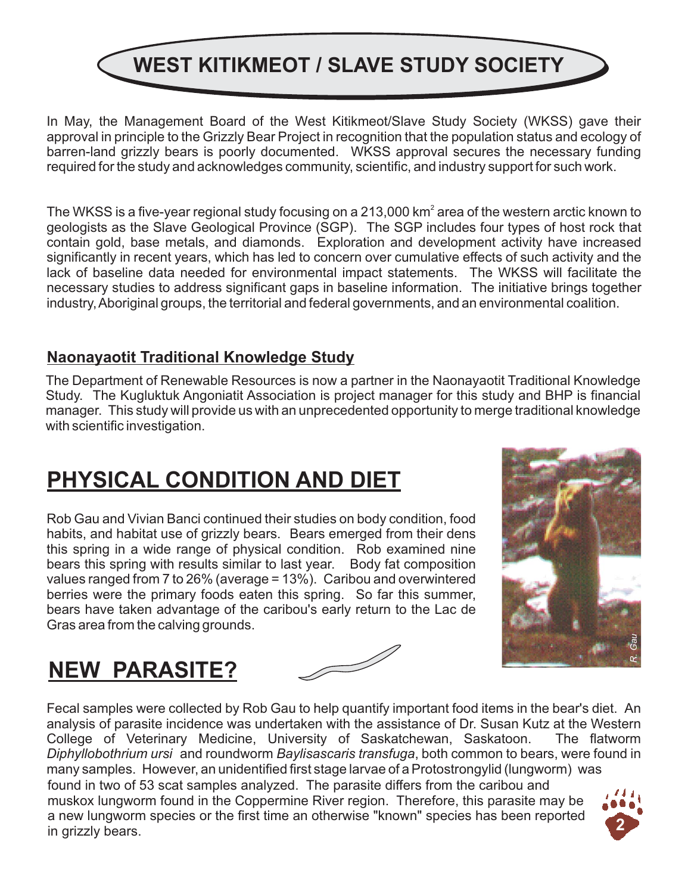# WEST KITIKMEOT / SLAVE STUDY SOCIETY

In May, the Management Board of the West Kitikmeot/Slave Study Society (WKSS) gave their approval in principle to the Grizzly Bear Project in recognition that the population status and ecology of barren-land grizzly bears is poorly documented. WKSS approval secures the necessary funding required for the study and acknowledges community, scientific, and industry support for such work.

The WKSS is a five-year regional study focusing on a 213,000 km$^2$ area of the western arctic known to geologists as the Slave Geological Province (SGP). The SGP includes four types of host rock that contain gold, base metals, and diamonds. Exploration and development activity have increased significantly in recent years, which has led to concern over cumulative effects of such activity and the lack of baseline data needed for environmental impact statements. The WKSS will facilitate the necessary studies to address significant gaps in baseline information. The initiative brings together industry, Aboriginal groups, the territorial and federal governments, and an environmental coalition.

### Naonayaotit Traditional Knowledge Study

The Department of Renewable Resources is now a partner in the Naonayaotit Traditional Knowledge Study. The Kugluktuk Angoniatit Association is project manager for this study and BHP is financial manager. This study will provide us with an unprecedented opportunity to merge traditional knowledge with scientific investigation.

# PHYSICAL CONDITION AND DIET

Rob Gau and Vivian Banci continued their studies on body condition, food habits, and habitat use of grizzly bears. Bears emerged from their dens this spring in a wide range of physical condition. Rob examined nine bears this spring with results similar to last year. Body fat composition values ranged from 7 to 26% (average = 13%). Caribou and overwintered berries were the primary foods eaten this spring. So far this summer, bears have taken advantage of the caribou's early return to the Lac de Gras area from the calving grounds.

R. Gau

# NEW PARASITE?

Fecal samples were collected by Rob Gau to help quantify important food items in the bear's diet. An analysis of parasite incidence was undertaken with the assistance of Dr. Susan Kutz at the Western College of Veterinary Medicine, University of Saskatchewan, Saskatoon. The flatworm *Diphyllobothrium ursi* and roundworm *Baylisascaris transfuga*, both common to bears, were found in many samples. However, an unidentified first stage larvae of a Protostrongylid (lungworm) was found in two of 53 scat samples analyzed. The parasite differs from the caribou and muskox lungworm found in the Coppermine River region. Therefore, this parasite may be a new lungworm species or the first time an otherwise "known" species has been reported in grizzly bears.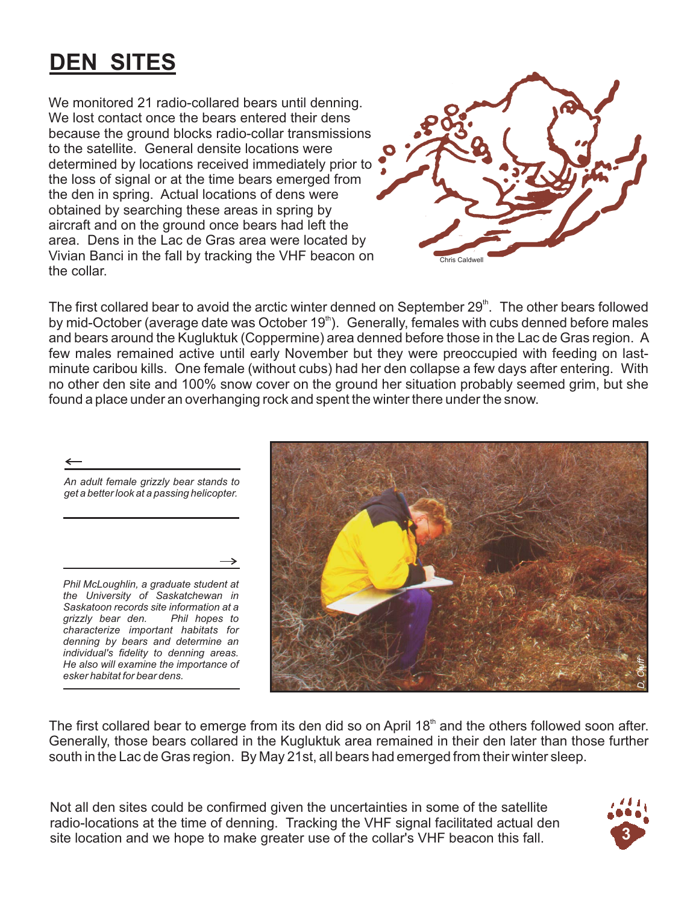# DEN SITES

We monitored 21 radio-collared bears until denning. We lost contact once the bears entered their dens because the ground blocks radio-collar transmissions to the satellite. General densite locations were determined by locations received immediately prior to the loss of signal or at the time bears emerged from the den in spring. Actual locations of dens were obtained by searching these areas in spring by aircraft and on the ground once bears had left the area. Dens in the Lac de Gras area were located by Vivian Banci in the fall by tracking the VHF beacon on the collar.

Chris Caldwell

The first collared bear to avoid the arctic winter denned on September 29th. The other bears followed by mid-October (average date was October 19th). Generally, females with cubs denned before males and bears around the Kugluktuk (Coppermine) area denned before those in the Lac de Gras region. A few males remained active until early November but they were preoccupied with feeding on last-minute caribou kills. One female (without cubs) had her den collapse a few days after entering. With no other den site and 100% snow cover on the ground her situation probably seemed grim, but she found a place under an overhanging rock and spent the winter there under the snow.

←

*An adult female grizzly bear stands to get a better look at a passing helicopter.*

→

*Phil McLoughlin, a graduate student at the University of Saskatchewan in Saskatoon records site information at a grizzly bear den. Phil hopes to characterize important habitats for denning by bears and determine an individual's fidelity to denning areas. He also will examine the importance of esker habitat for bear dens.*

D. Cluff

The first collared bear to emerge from its den did so on April 18th and the others followed soon after. Generally, those bears collared in the Kugluktuk area remained in their den later than those further south in the Lac de Gras region. By May 21st, all bears had emerged from their winter sleep.

Not all den sites could be confirmed given the uncertainties in some of the satellite radio-locations at the time of denning. Tracking the VHF signal facilitated actual den site location and we hope to make greater use of the collar's VHF beacon this fall.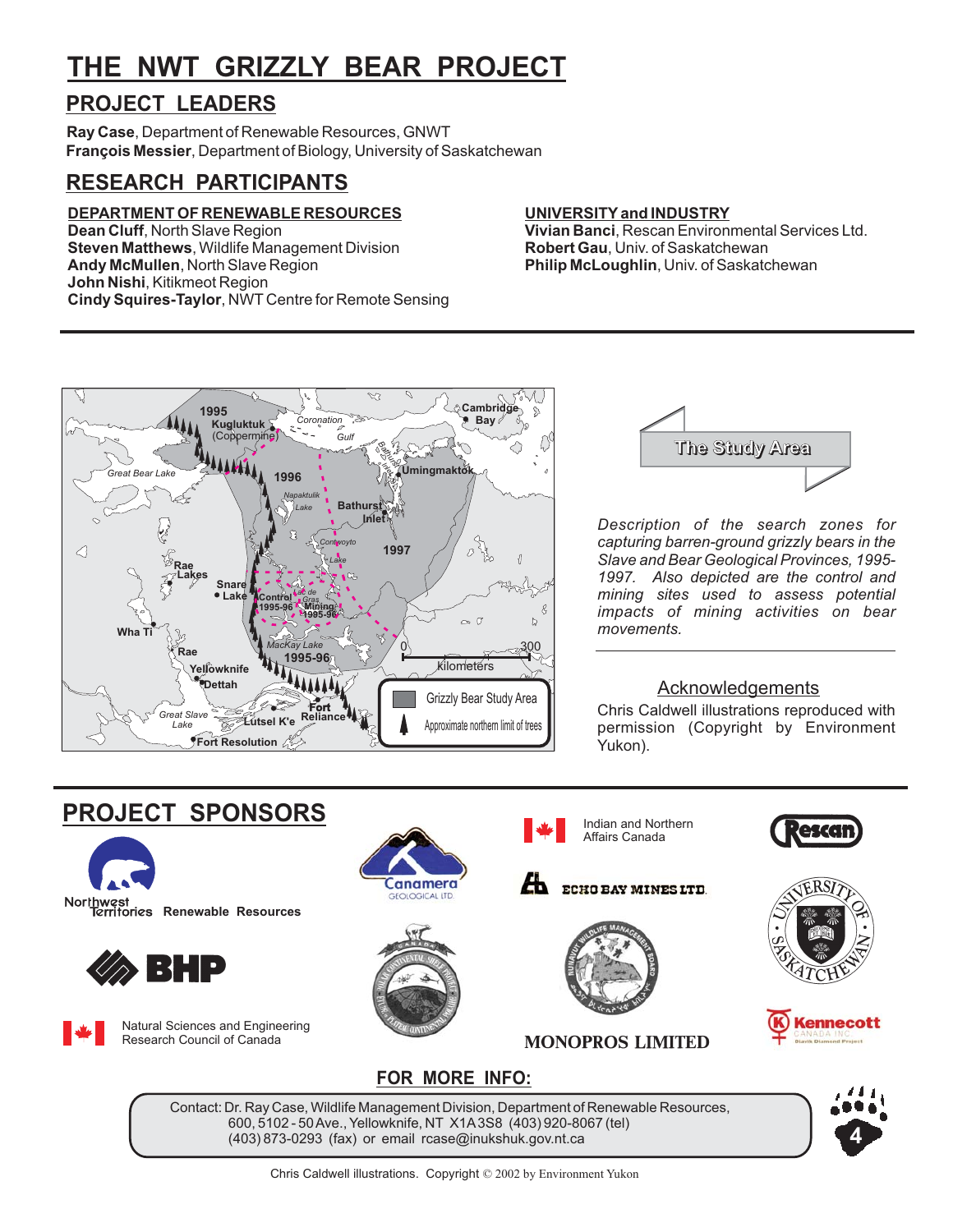# THE NWT GRIZZLY BEAR PROJECT

## PROJECT LEADERS

**Ray Case**, Department of Renewable Resources, GNWT
**François Messier**, Department of Biology, University of Saskatchewan

## RESEARCH PARTICIPANTS

**DEPARTMENT OF RENEWABLE RESOURCES**
**Dean Cluff**, North Slave Region
**Steven Matthews**, Wildlife Management Division
**Andy McMullen**, North Slave Region
**John Nishi**, Kitikmeot Region
**Cindy Squires-Taylor**, NWT Centre for Remote Sensing

**UNIVERSITY and INDUSTRY**
**Vivian Banci**, Rescan Environmental Services Ltd.
**Robert Gau**, Univ. of Saskatchewan
**Philip McLoughlin**, Univ. of Saskatchewan

1995
Kugluktuk (Coppermine)
Coronation Gulf
Cambridge Bay
Great Bear Lake
1996
Bathurst Inlet
Umingmaktok
Napaktulik Lake
Contwoyto Lake
1997
Rae Lakes
Snare Lake
Control 1995-96
Lac de Gras
Mining 1995-96
Wha Ti
Rae
MacKay Lake
1995-96
Yellowknife
Dettah
0 300 kilometers
Great Slave Lake
Lutsel K'e
Fort Reliance
Fort Resolution
Grizzly Bear Study Area
Approximate northern limit of trees

**The Study Area**

*Description of the search zones for capturing barren-ground grizzly bears in the Slave and Bear Geological Provinces, 1995-1997. Also depicted are the control and mining sites used to assess potential impacts of mining activities on bear movements.*

### Acknowledgements

Chris Caldwell illustrations reproduced with permission (Copyright by Environment Yukon).

## PROJECT SPONSORS

Northwest Territories Renewable Resources
BHP
Natural Sciences and Engineering Research Council of Canada
Canamera Geological Ltd.
Polar Continental Shelf Project
Indian and Northern Affairs Canada
Echo Bay Mines Ltd.
Nunavut Wildlife Management Board
MONOPROS LIMITED
Rescan
University of Saskatchewan
Kennecott Canada Inc. Diavik Diamond Project

### FOR MORE INFO:

Contact: Dr. Ray Case, Wildlife Management Division, Department of Renewable Resources, 600, 5102 - 50 Ave., Yellowknife, NT X1A 3S8 (403) 920-8067 (tel) (403) 873-0293 (fax) or email rcase@inukshuk.gov.nt.ca

Chris Caldwell illustrations. Copyright © 2002 by Environment Yukon